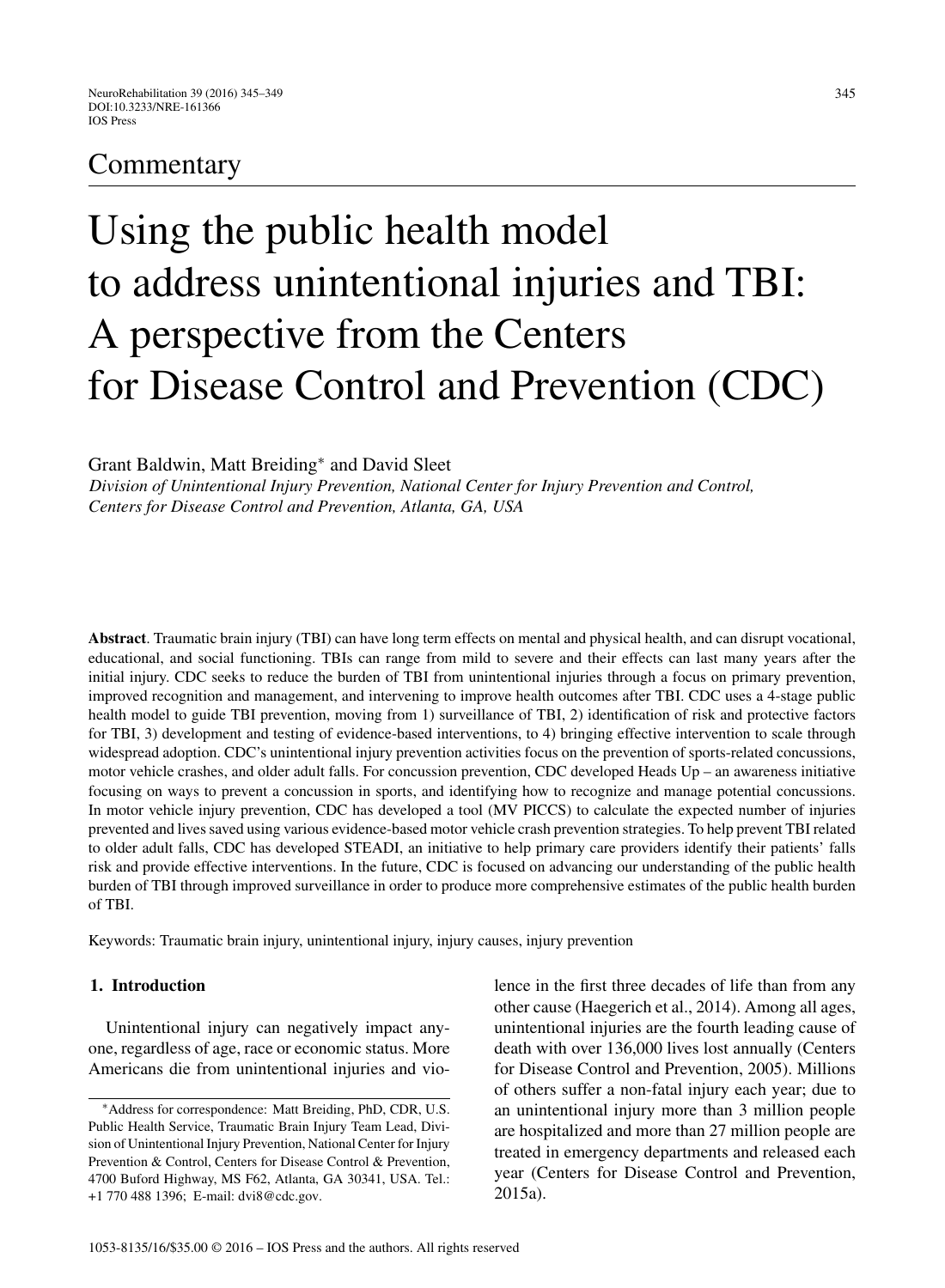Commentary

# Using the public health model to address unintentional injuries and TBI: A perspective from the Centers for Disease Control and Prevention (CDC)

Grant Baldwin, Matt Breiding* and David Sleet

*Division of Unintentional Injury Prevention, National Center for Injury Prevention and Control, Centers for Disease Control and Prevention, Atlanta, GA, USA*

**Abstract**. Traumatic brain injury (TBI) can have long term effects on mental and physical health, and can disrupt vocational, educational, and social functioning. TBIs can range from mild to severe and their effects can last many years after the initial injury. CDC seeks to reduce the burden of TBI from unintentional injuries through a focus on primary prevention, improved recognition and management, and intervening to improve health outcomes after TBI. CDC uses a 4-stage public health model to guide TBI prevention, moving from 1) surveillance of TBI, 2) identification of risk and protective factors for TBI, 3) development and testing of evidence-based interventions, to 4) bringing effective intervention to scale through widespread adoption. CDC's unintentional injury prevention activities focus on the prevention of sports-related concussions, motor vehicle crashes, and older adult falls. For concussion prevention, CDC developed Heads Up – an awareness initiative focusing on ways to prevent a concussion in sports, and identifying how to recognize and manage potential concussions. In motor vehicle injury prevention, CDC has developed a tool (MV PICCS) to calculate the expected number of injuries prevented and lives saved using various evidence-based motor vehicle crash prevention strategies. To help prevent TBI related to older adult falls, CDC has developed STEADI, an initiative to help primary care providers identify their patients' falls risk and provide effective interventions. In the future, CDC is focused on advancing our understanding of the public health burden of TBI through improved surveillance in order to produce more comprehensive estimates of the public health burden of TBI.

Keywords: Traumatic brain injury, unintentional injury, injury causes, injury prevention

## 1. Introduction

Unintentional injury can negatively impact anyone, regardless of age, race or economic status. More Americans die from unintentional injuries and violence in the first three decades of life than from any other cause (Haegerich et al., 2014). Among all ages, unintentional injuries are the fourth leading cause of death with over 136,000 lives lost annually (Centers for Disease Control and Prevention, 2005). Millions of others suffer a non-fatal injury each year; due to an unintentional injury more than 3 million people are hospitalized and more than 27 million people are treated in emergency departments and released each year (Centers for Disease Control and Prevention, 2015a).

*Address for correspondence: Matt Breiding, PhD, CDR, U.S. Public Health Service, Traumatic Brain Injury Team Lead, Division of Unintentional Injury Prevention, National Center for Injury Prevention & Control, Centers for Disease Control & Prevention, 4700 Buford Highway, MS F62, Atlanta, GA 30341, USA. Tel.: +1 770 488 1396; E-mail: dvi8@cdc.gov.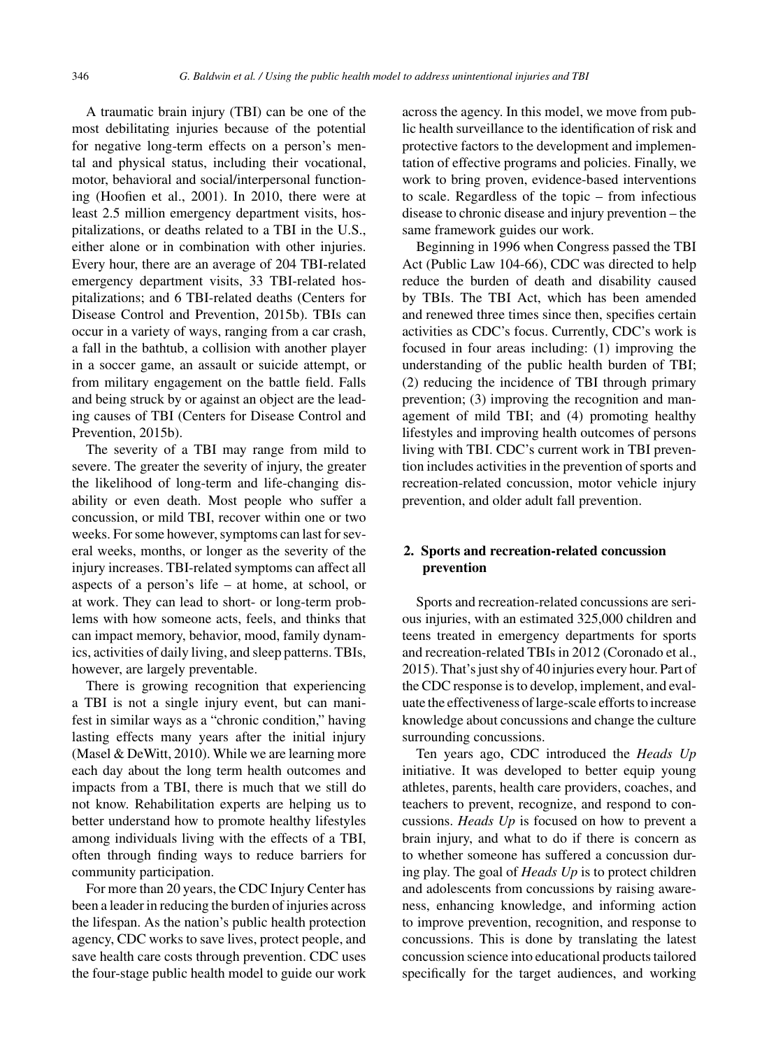A traumatic brain injury (TBI) can be one of the most debilitating injuries because of the potential for negative long-term effects on a person's mental and physical status, including their vocational, motor, behavioral and social/interpersonal functioning (Hoofien et al., 2001). In 2010, there were at least 2.5 million emergency department visits, hospitalizations, or deaths related to a TBI in the U.S., either alone or in combination with other injuries. Every hour, there are an average of 204 TBI-related emergency department visits, 33 TBI-related hospitalizations; and 6 TBI-related deaths (Centers for Disease Control and Prevention, 2015b). TBIs can occur in a variety of ways, ranging from a car crash, a fall in the bathtub, a collision with another player in a soccer game, an assault or suicide attempt, or from military engagement on the battle field. Falls and being struck by or against an object are the leading causes of TBI (Centers for Disease Control and Prevention, 2015b).

The severity of a TBI may range from mild to severe. The greater the severity of injury, the greater the likelihood of long-term and life-changing disability or even death. Most people who suffer a concussion, or mild TBI, recover within one or two weeks. For some however, symptoms can last for several weeks, months, or longer as the severity of the injury increases. TBI-related symptoms can affect all aspects of a person's life – at home, at school, or at work. They can lead to short- or long-term problems with how someone acts, feels, and thinks that can impact memory, behavior, mood, family dynamics, activities of daily living, and sleep patterns. TBIs, however, are largely preventable.

There is growing recognition that experiencing a TBI is not a single injury event, but can manifest in similar ways as a "chronic condition," having lasting effects many years after the initial injury (Masel & DeWitt, 2010). While we are learning more each day about the long term health outcomes and impacts from a TBI, there is much that we still do not know. Rehabilitation experts are helping us to better understand how to promote healthy lifestyles among individuals living with the effects of a TBI, often through finding ways to reduce barriers for community participation.

For more than 20 years, the CDC Injury Center has been a leader in reducing the burden of injuries across the lifespan. As the nation's public health protection agency, CDC works to save lives, protect people, and save health care costs through prevention. CDC uses the four-stage public health model to guide our work across the agency. In this model, we move from public health surveillance to the identification of risk and protective factors to the development and implementation of effective programs and policies. Finally, we work to bring proven, evidence-based interventions to scale. Regardless of the topic – from infectious disease to chronic disease and injury prevention – the same framework guides our work.

Beginning in 1996 when Congress passed the TBI Act (Public Law 104-66), CDC was directed to help reduce the burden of death and disability caused by TBIs. The TBI Act, which has been amended and renewed three times since then, specifies certain activities as CDC's focus. Currently, CDC's work is focused in four areas including: (1) improving the understanding of the public health burden of TBI; (2) reducing the incidence of TBI through primary prevention; (3) improving the recognition and management of mild TBI; and (4) promoting healthy lifestyles and improving health outcomes of persons living with TBI. CDC's current work in TBI prevention includes activities in the prevention of sports and recreation-related concussion, motor vehicle injury prevention, and older adult fall prevention.

## 2. Sports and recreation-related concussion prevention

Sports and recreation-related concussions are serious injuries, with an estimated 325,000 children and teens treated in emergency departments for sports and recreation-related TBIs in 2012 (Coronado et al., 2015). That's just shy of 40 injuries every hour. Part of the CDC response is to develop, implement, and evaluate the effectiveness of large-scale efforts to increase knowledge about concussions and change the culture surrounding concussions.

Ten years ago, CDC introduced the *Heads Up* initiative. It was developed to better equip young athletes, parents, health care providers, coaches, and teachers to prevent, recognize, and respond to concussions. *Heads Up* is focused on how to prevent a brain injury, and what to do if there is concern as to whether someone has suffered a concussion during play. The goal of *Heads Up* is to protect children and adolescents from concussions by raising awareness, enhancing knowledge, and informing action to improve prevention, recognition, and response to concussions. This is done by translating the latest concussion science into educational products tailored specifically for the target audiences, and working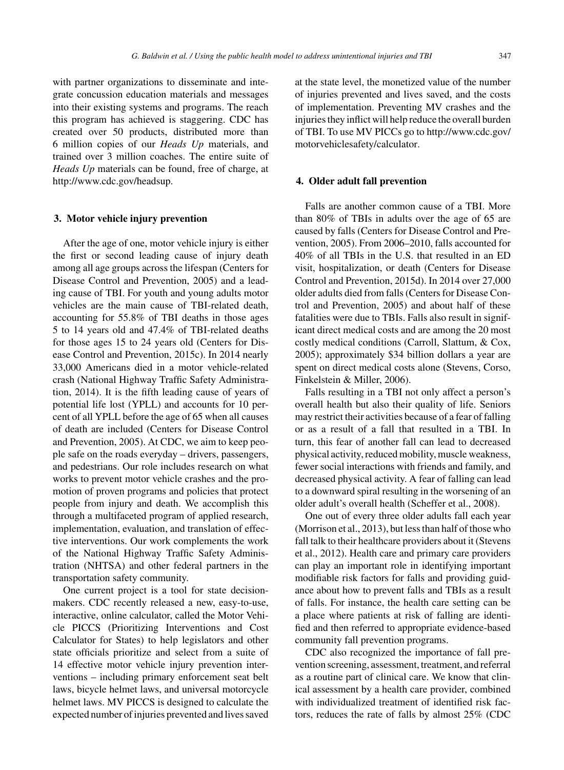with partner organizations to disseminate and integrate concussion education materials and messages into their existing systems and programs. The reach this program has achieved is staggering. CDC has created over 50 products, distributed more than 6 million copies of our *Heads Up* materials, and trained over 3 million coaches. The entire suite of *Heads Up* materials can be found, free of charge, at http://www.cdc.gov/headsup.

## 3. Motor vehicle injury prevention

After the age of one, motor vehicle injury is either the first or second leading cause of injury death among all age groups across the lifespan (Centers for Disease Control and Prevention, 2005) and a leading cause of TBI. For youth and young adults motor vehicles are the main cause of TBI-related death, accounting for 55.8% of TBI deaths in those ages 5 to 14 years old and 47.4% of TBI-related deaths for those ages 15 to 24 years old (Centers for Disease Control and Prevention, 2015c). In 2014 nearly 33,000 Americans died in a motor vehicle-related crash (National Highway Traffic Safety Administration, 2014). It is the fifth leading cause of years of potential life lost (YPLL) and accounts for 10 percent of all YPLL before the age of 65 when all causes of death are included (Centers for Disease Control and Prevention, 2005). At CDC, we aim to keep people safe on the roads everyday – drivers, passengers, and pedestrians. Our role includes research on what works to prevent motor vehicle crashes and the promotion of proven programs and policies that protect people from injury and death. We accomplish this through a multifaceted program of applied research, implementation, evaluation, and translation of effective interventions. Our work complements the work of the National Highway Traffic Safety Administration (NHTSA) and other federal partners in the transportation safety community.

One current project is a tool for state decision-makers. CDC recently released a new, easy-to-use, interactive, online calculator, called the Motor Vehicle PICCS (Prioritizing Interventions and Cost Calculator for States) to help legislators and other state officials prioritize and select from a suite of 14 effective motor vehicle injury prevention interventions – including primary enforcement seat belt laws, bicycle helmet laws, and universal motorcycle helmet laws. MV PICCS is designed to calculate the expected number of injuries prevented and lives saved at the state level, the monetized value of the number of injuries prevented and lives saved, and the costs of implementation. Preventing MV crashes and the injuries they inflict will help reduce the overall burden of TBI. To use MV PICCs go to http://www.cdc.gov/motorvehiclesafety/calculator.

## 4. Older adult fall prevention

Falls are another common cause of a TBI. More than 80% of TBIs in adults over the age of 65 are caused by falls (Centers for Disease Control and Prevention, 2005). From 2006–2010, falls accounted for 40% of all TBIs in the U.S. that resulted in an ED visit, hospitalization, or death (Centers for Disease Control and Prevention, 2015d). In 2014 over 27,000 older adults died from falls (Centers for Disease Control and Prevention, 2005) and about half of these fatalities were due to TBIs. Falls also result in significant direct medical costs and are among the 20 most costly medical conditions (Carroll, Slattum, & Cox, 2005); approximately $34 billion dollars a year are spent on direct medical costs alone (Stevens, Corso, Finkelstein & Miller, 2006).

Falls resulting in a TBI not only affect a person's overall health but also their quality of life. Seniors may restrict their activities because of a fear of falling or as a result of a fall that resulted in a TBI. In turn, this fear of another fall can lead to decreased physical activity, reduced mobility, muscle weakness, fewer social interactions with friends and family, and decreased physical activity. A fear of falling can lead to a downward spiral resulting in the worsening of an older adult's overall health (Scheffer et al., 2008).

One out of every three older adults fall each year (Morrison et al., 2013), but less than half of those who fall talk to their healthcare providers about it (Stevens et al., 2012). Health care and primary care providers can play an important role in identifying important modifiable risk factors for falls and providing guidance about how to prevent falls and TBIs as a result of falls. For instance, the health care setting can be a place where patients at risk of falling are identified and then referred to appropriate evidence-based community fall prevention programs.

CDC also recognized the importance of fall prevention screening, assessment, treatment, and referral as a routine part of clinical care. We know that clinical assessment by a health care provider, combined with individualized treatment of identified risk factors, reduces the rate of falls by almost 25% (CDC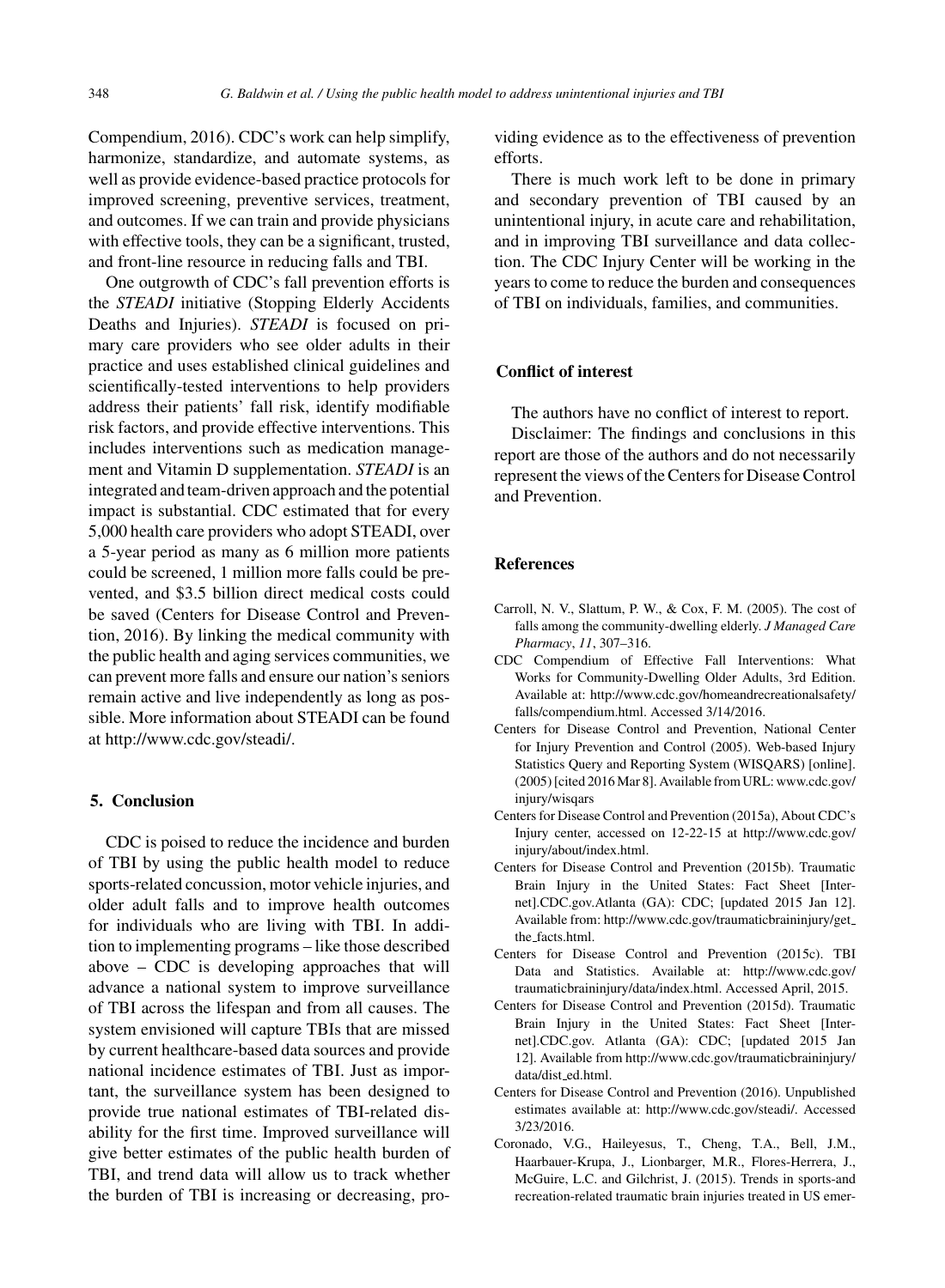Compendium, 2016). CDC's work can help simplify, harmonize, standardize, and automate systems, as well as provide evidence-based practice protocols for improved screening, preventive services, treatment, and outcomes. If we can train and provide physicians with effective tools, they can be a significant, trusted, and front-line resource in reducing falls and TBI.

One outgrowth of CDC's fall prevention efforts is the *STEADI* initiative (Stopping Elderly Accidents Deaths and Injuries). *STEADI* is focused on primary care providers who see older adults in their practice and uses established clinical guidelines and scientifically-tested interventions to help providers address their patients' fall risk, identify modifiable risk factors, and provide effective interventions. This includes interventions such as medication management and Vitamin D supplementation. *STEADI* is an integrated and team-driven approach and the potential impact is substantial. CDC estimated that for every 5,000 health care providers who adopt STEADI, over a 5-year period as many as 6 million more patients could be screened, 1 million more falls could be prevented, and $3.5 billion direct medical costs could be saved (Centers for Disease Control and Prevention, 2016). By linking the medical community with the public health and aging services communities, we can prevent more falls and ensure our nation's seniors remain active and live independently as long as possible. More information about STEADI can be found at http://www.cdc.gov/steadi/.

## 5. Conclusion

CDC is poised to reduce the incidence and burden of TBI by using the public health model to reduce sports-related concussion, motor vehicle injuries, and older adult falls and to improve health outcomes for individuals who are living with TBI. In addition to implementing programs – like those described above – CDC is developing approaches that will advance a national system to improve surveillance of TBI across the lifespan and from all causes. The system envisioned will capture TBIs that are missed by current healthcare-based data sources and provide national incidence estimates of TBI. Just as important, the surveillance system has been designed to provide true national estimates of TBI-related disability for the first time. Improved surveillance will give better estimates of the public health burden of TBI, and trend data will allow us to track whether the burden of TBI is increasing or decreasing, providing evidence as to the effectiveness of prevention efforts.

There is much work left to be done in primary and secondary prevention of TBI caused by an unintentional injury, in acute care and rehabilitation, and in improving TBI surveillance and data collection. The CDC Injury Center will be working in the years to come to reduce the burden and consequences of TBI on individuals, families, and communities.

## Conflict of interest

The authors have no conflict of interest to report.

Disclaimer: The findings and conclusions in this report are those of the authors and do not necessarily represent the views of the Centers for Disease Control and Prevention.

## References

Carroll, N. V., Slattum, P. W., & Cox, F. M. (2005). The cost of falls among the community-dwelling elderly. *J Managed Care Pharmacy*, *11*, 307–316.

CDC Compendium of Effective Fall Interventions: What Works for Community-Dwelling Older Adults, 3rd Edition. Available at: http://www.cdc.gov/homeandrecreationalsafety/falls/compendium.html. Accessed 3/14/2016.

Centers for Disease Control and Prevention, National Center for Injury Prevention and Control (2005). Web-based Injury Statistics Query and Reporting System (WISQARS) [online]. (2005) [cited 2016 Mar 8]. Available from URL: www.cdc.gov/injury/wisqars

Centers for Disease Control and Prevention (2015a), About CDC's Injury center, accessed on 12-22-15 at http://www.cdc.gov/injury/about/index.html.

Centers for Disease Control and Prevention (2015b). Traumatic Brain Injury in the United States: Fact Sheet [Internet].CDC.gov.Atlanta (GA): CDC; [updated 2015 Jan 12]. Available from: http://www.cdc.gov/traumaticbraininjury/get_the_facts.html.

Centers for Disease Control and Prevention (2015c). TBI Data and Statistics. Available at: http://www.cdc.gov/traumaticbraininjury/data/index.html. Accessed April, 2015.

Centers for Disease Control and Prevention (2015d). Traumatic Brain Injury in the United States: Fact Sheet [Internet].CDC.gov. Atlanta (GA): CDC; [updated 2015 Jan 12]. Available from http://www.cdc.gov/traumaticbraininjury/data/dist_ed.html.

Centers for Disease Control and Prevention (2016). Unpublished estimates available at: http://www.cdc.gov/steadi/. Accessed 3/23/2016.

Coronado, V.G., Haileyesus, T., Cheng, T.A., Bell, J.M., Haarbauer-Krupa, J., Lionbarger, M.R., Flores-Herrera, J., McGuire, L.C. and Gilchrist, J. (2015). Trends in sports-and recreation-related traumatic brain injuries treated in US emer-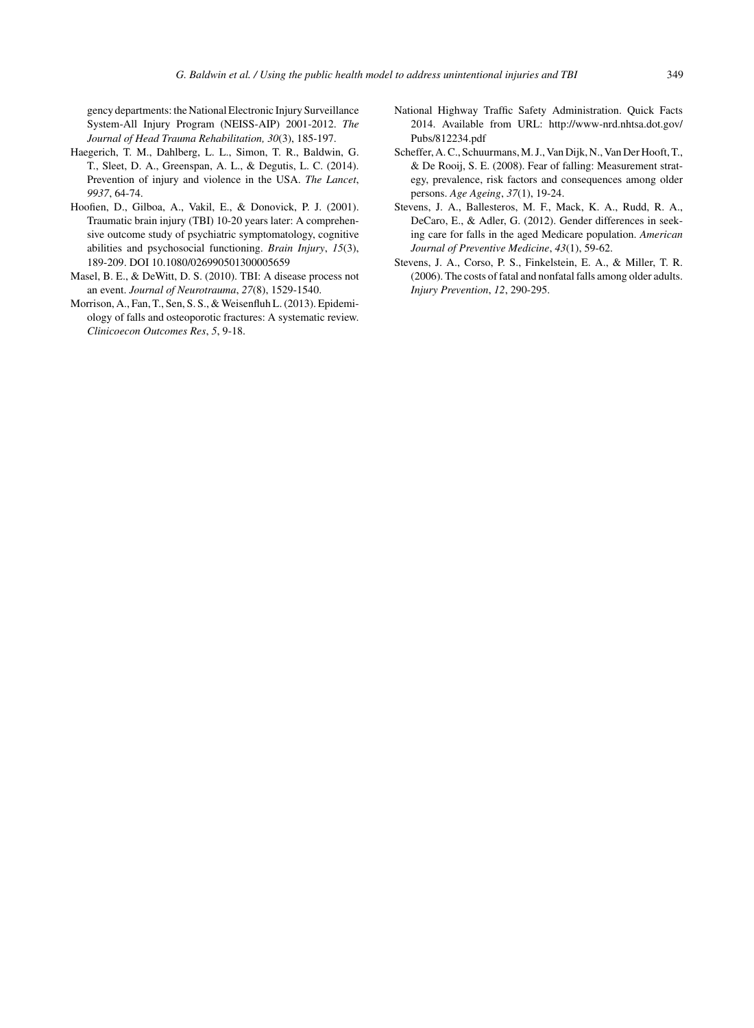gency departments: the National Electronic Injury Surveillance System-All Injury Program (NEISS-AIP) 2001-2012. *The Journal of Head Trauma Rehabilitation, 30*(3), 185-197.

Haegerich, T. M., Dahlberg, L. L., Simon, T. R., Baldwin, G. T., Sleet, D. A., Greenspan, A. L., & Degutis, L. C. (2014). Prevention of injury and violence in the USA. *The Lancet*, *9937*, 64-74.

Hoofien, D., Gilboa, A., Vakil, E., & Donovick, P. J. (2001). Traumatic brain injury (TBI) 10-20 years later: A comprehensive outcome study of psychiatric symptomatology, cognitive abilities and psychosocial functioning. *Brain Injury*, *15*(3), 189-209. DOI 10.1080/026990501300005659

Masel, B. E., & DeWitt, D. S. (2010). TBI: A disease process not an event. *Journal of Neurotrauma*, *27*(8), 1529-1540.

Morrison, A., Fan, T., Sen, S. S., & Weisenfluh L. (2013). Epidemiology of falls and osteoporotic fractures: A systematic review. *Clinicoecon Outcomes Res*, *5*, 9-18.

National Highway Traffic Safety Administration. Quick Facts 2014. Available from URL: http://www-nrd.nhtsa.dot.gov/Pubs/812234.pdf

Scheffer, A. C., Schuurmans, M. J., Van Dijk, N., Van Der Hooft, T., & De Rooij, S. E. (2008). Fear of falling: Measurement strategy, prevalence, risk factors and consequences among older persons. *Age Ageing*, *37*(1), 19-24.

Stevens, J. A., Ballesteros, M. F., Mack, K. A., Rudd, R. A., DeCaro, E., & Adler, G. (2012). Gender differences in seeking care for falls in the aged Medicare population. *American Journal of Preventive Medicine*, *43*(1), 59-62.

Stevens, J. A., Corso, P. S., Finkelstein, E. A., & Miller, T. R. (2006). The costs of fatal and nonfatal falls among older adults. *Injury Prevention*, *12*, 290-295.